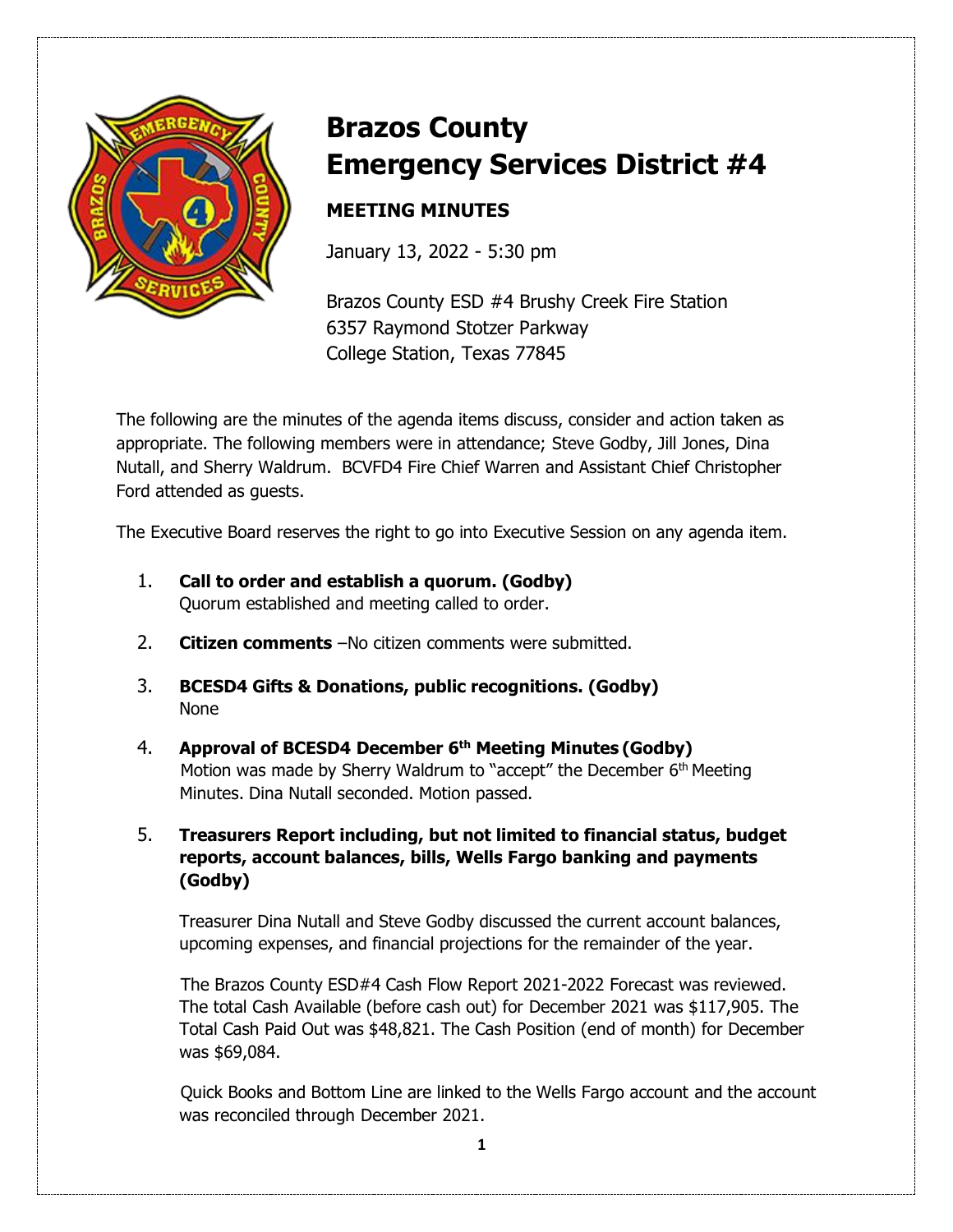# Brazos County Emergency Services District #4

## MEETING MINUTES

January 13, 2022 - 5:30 pm

Brazos County ESD #4 Brushy Creek Fire Station
6357 Raymond Stotzer Parkway
College Station, Texas 77845

The following are the minutes of the agenda items discuss, consider and action taken as appropriate. The following members were in attendance; Steve Godby, Jill Jones, Dina Nutall, and Sherry Waldrum. BCVFD4 Fire Chief Warren and Assistant Chief Christopher Ford attended as guests.

The Executive Board reserves the right to go into Executive Session on any agenda item.

1. **Call to order and establish a quorum. (Godby)**
   Quorum established and meeting called to order.

2. **Citizen comments** –No citizen comments were submitted.

3. **BCESD4 Gifts & Donations, public recognitions. (Godby)**
   None

4. **Approval of BCESD4 December 6th Meeting Minutes (Godby)**
   Motion was made by Sherry Waldrum to "accept" the December 6th Meeting Minutes. Dina Nutall seconded. Motion passed.

5. **Treasurers Report including, but not limited to financial status, budget reports, account balances, bills, Wells Fargo banking and payments (Godby)**

   Treasurer Dina Nutall and Steve Godby discussed the current account balances, upcoming expenses, and financial projections for the remainder of the year.

   The Brazos County ESD#4 Cash Flow Report 2021-2022 Forecast was reviewed. The total Cash Available (before cash out) for December 2021 was $117,905. The Total Cash Paid Out was $48,821. The Cash Position (end of month) for December was $69,084.

   Quick Books and Bottom Line are linked to the Wells Fargo account and the account was reconciled through December 2021.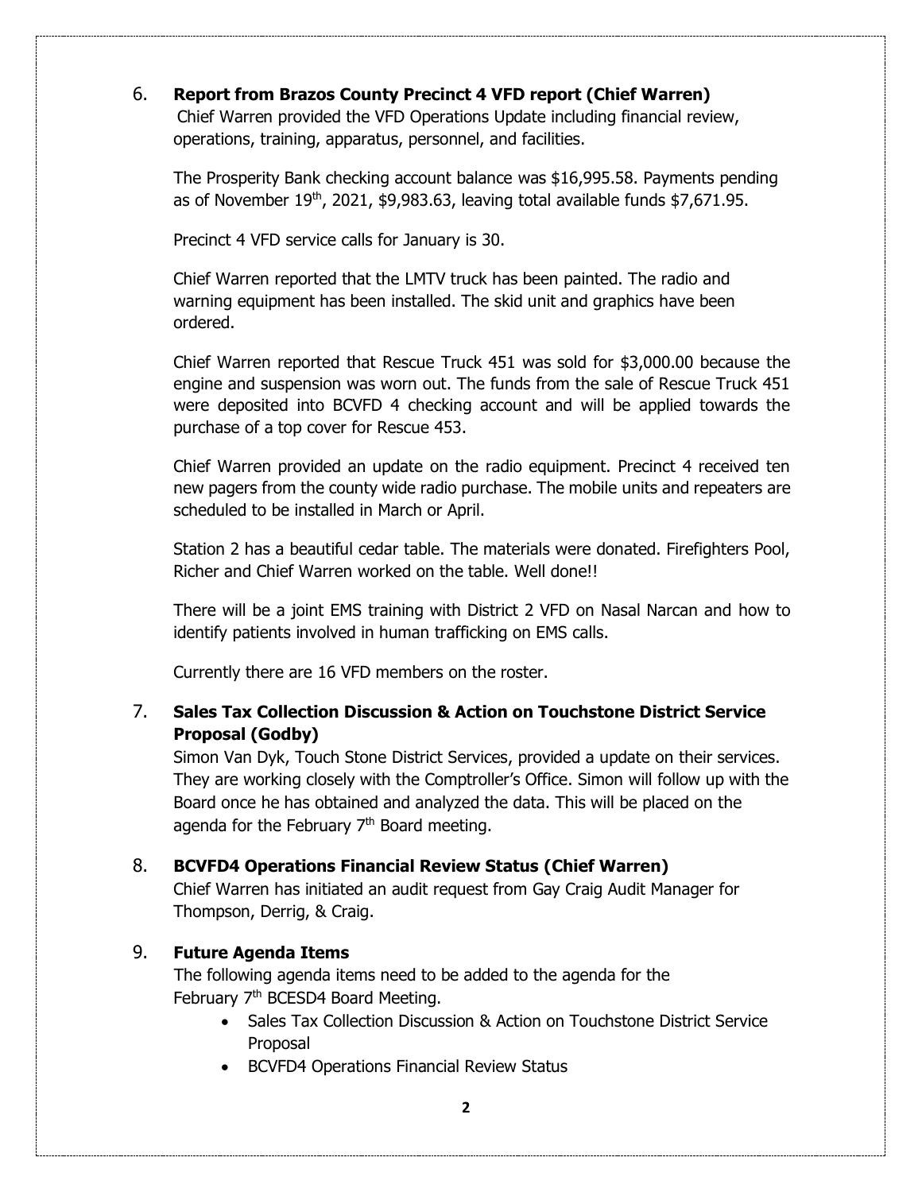6. **Report from Brazos County Precinct 4 VFD report (Chief Warren)**
   Chief Warren provided the VFD Operations Update including financial review, operations, training, apparatus, personnel, and facilities.

   The Prosperity Bank checking account balance was $16,995.58. Payments pending as of November 19th, 2021, $9,983.63, leaving total available funds $7,671.95.

   Precinct 4 VFD service calls for January is 30.

   Chief Warren reported that the LMTV truck has been painted. The radio and warning equipment has been installed. The skid unit and graphics have been ordered.

   Chief Warren reported that Rescue Truck 451 was sold for $3,000.00 because the engine and suspension was worn out. The funds from the sale of Rescue Truck 451 were deposited into BCVFD 4 checking account and will be applied towards the purchase of a top cover for Rescue 453.

   Chief Warren provided an update on the radio equipment. Precinct 4 received ten new pagers from the county wide radio purchase. The mobile units and repeaters are scheduled to be installed in March or April.

   Station 2 has a beautiful cedar table. The materials were donated. Firefighters Pool, Richer and Chief Warren worked on the table. Well done!!

   There will be a joint EMS training with District 2 VFD on Nasal Narcan and how to identify patients involved in human trafficking on EMS calls.

   Currently there are 16 VFD members on the roster.

7. **Sales Tax Collection Discussion & Action on Touchstone District Service Proposal (Godby)**
   Simon Van Dyk, Touch Stone District Services, provided a update on their services. They are working closely with the Comptroller's Office. Simon will follow up with the Board once he has obtained and analyzed the data. This will be placed on the agenda for the February 7th Board meeting.

8. **BCVFD4 Operations Financial Review Status (Chief Warren)**
   Chief Warren has initiated an audit request from Gay Craig Audit Manager for Thompson, Derrig, & Craig.

9. **Future Agenda Items**
   The following agenda items need to be added to the agenda for the February 7th BCESD4 Board Meeting.
   - Sales Tax Collection Discussion & Action on Touchstone District Service Proposal
   - BCVFD4 Operations Financial Review Status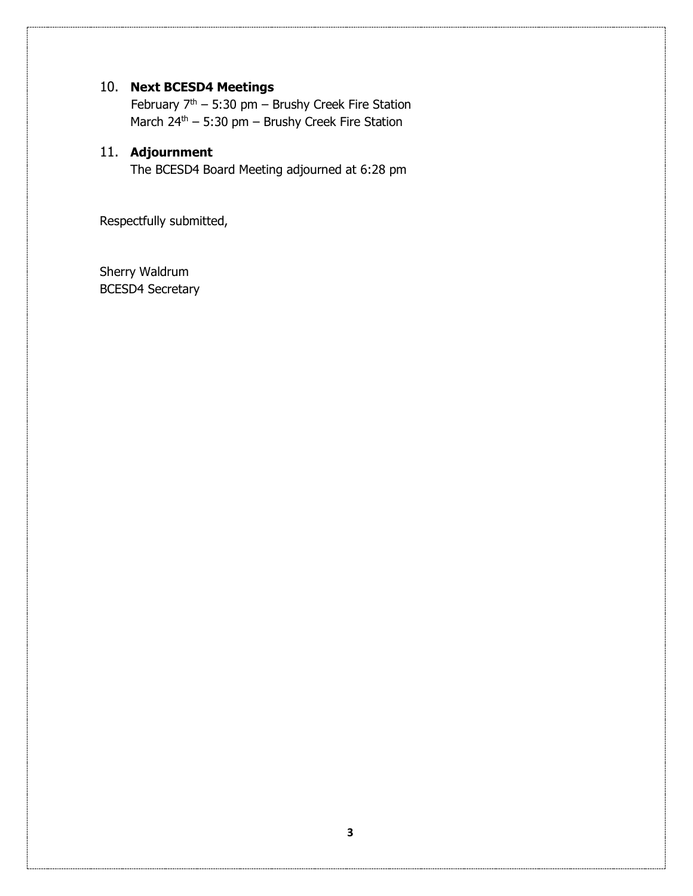10. **Next BCESD4 Meetings**

 February 7th – 5:30 pm – Brushy Creek Fire Station
 March 24th – 5:30 pm – Brushy Creek Fire Station

11. **Adjournment**

 The BCESD4 Board Meeting adjourned at 6:28 pm

Respectfully submitted,

Sherry Waldrum
BCESD4 Secretary